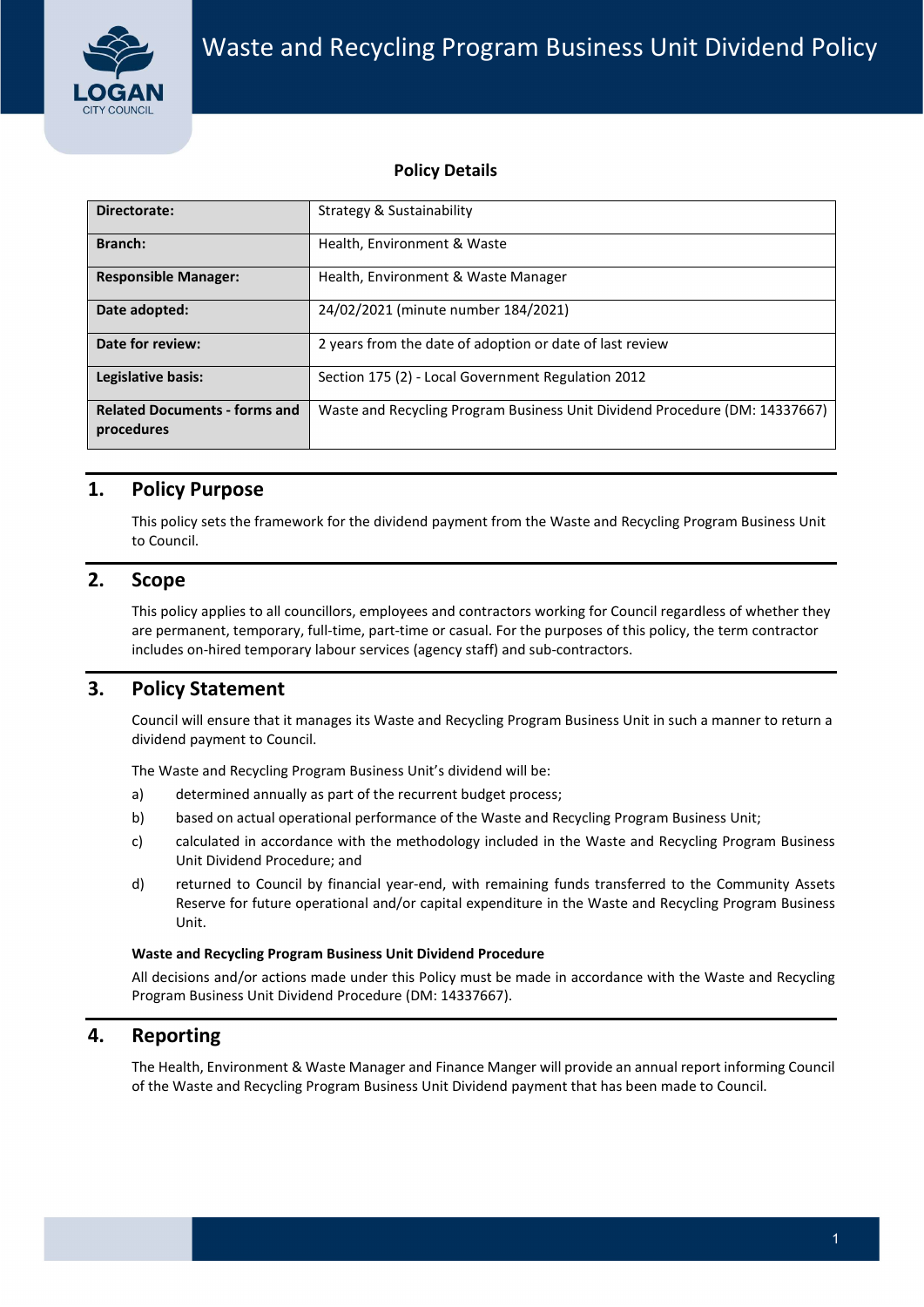# Waste and Recycling Program Business Unit Dividend Policy

**Policy Details**

| | |
|---|---|
| **Directorate:** | Strategy & Sustainability |
| **Branch:** | Health, Environment & Waste |
| **Responsible Manager:** | Health, Environment & Waste Manager |
| **Date adopted:** | 24/02/2021 (minute number 184/2021) |
| **Date for review:** | 2 years from the date of adoption or date of last review |
| **Legislative basis:** | Section 175 (2) - Local Government Regulation 2012 |
| **Related Documents - forms and procedures** | Waste and Recycling Program Business Unit Dividend Procedure (DM: 14337667) |

## 1. Policy Purpose

This policy sets the framework for the dividend payment from the Waste and Recycling Program Business Unit to Council.

## 2. Scope

This policy applies to all councillors, employees and contractors working for Council regardless of whether they are permanent, temporary, full-time, part-time or casual. For the purposes of this policy, the term contractor includes on-hired temporary labour services (agency staff) and sub-contractors.

## 3. Policy Statement

Council will ensure that it manages its Waste and Recycling Program Business Unit in such a manner to return a dividend payment to Council.

The Waste and Recycling Program Business Unit's dividend will be:

a) determined annually as part of the recurrent budget process;

b) based on actual operational performance of the Waste and Recycling Program Business Unit;

c) calculated in accordance with the methodology included in the Waste and Recycling Program Business Unit Dividend Procedure; and

d) returned to Council by financial year-end, with remaining funds transferred to the Community Assets Reserve for future operational and/or capital expenditure in the Waste and Recycling Program Business Unit.

**Waste and Recycling Program Business Unit Dividend Procedure**

All decisions and/or actions made under this Policy must be made in accordance with the Waste and Recycling Program Business Unit Dividend Procedure (DM: 14337667).

## 4. Reporting

The Health, Environment & Waste Manager and Finance Manger will provide an annual report informing Council of the Waste and Recycling Program Business Unit Dividend payment that has been made to Council.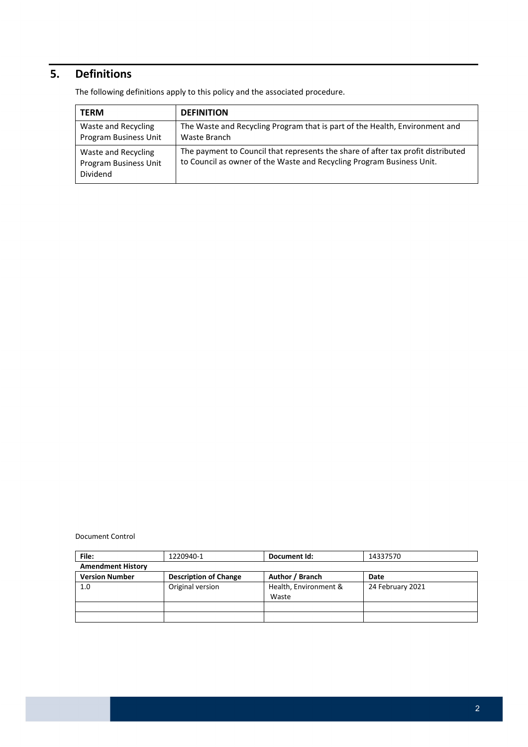## 5. Definitions

The following definitions apply to this policy and the associated procedure.

| TERM | DEFINITION |
|---|---|
| Waste and Recycling Program Business Unit | The Waste and Recycling Program that is part of the Health, Environment and Waste Branch |
| Waste and Recycling Program Business Unit Dividend | The payment to Council that represents the share of after tax profit distributed to Council as owner of the Waste and Recycling Program Business Unit. |

Document Control

| File: | 1220940-1 | Document Id: | 14337570 |
|---|---|---|---|
| **Amendment History** | | | |
| **Version Number** | **Description of Change** | **Author / Branch** | **Date** |
| 1.0 | Original version | Health, Environment & Waste | 24 February 2021 |
| | | | |
| | | | |